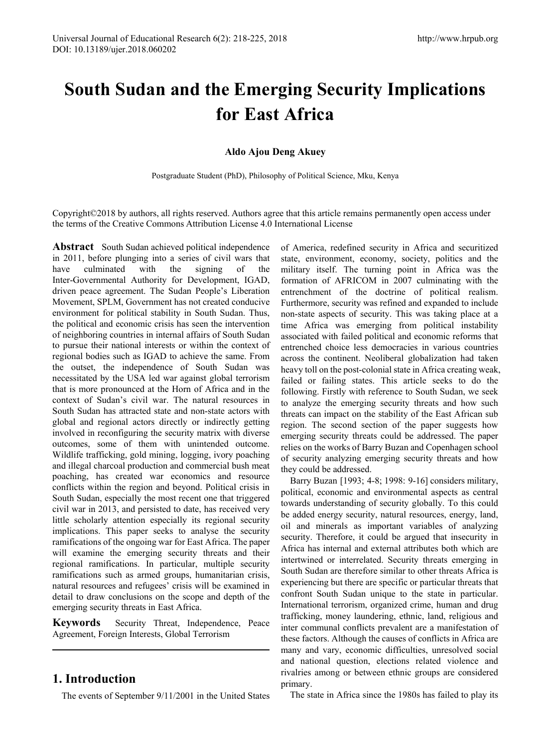# South Sudan and the Emerging Security Implications for East Africa

**Aldo Ajou Deng Akuey**

Postgraduate Student (PhD), Philosophy of Political Science, Mku, Kenya

Copyright©2018 by authors, all rights reserved. Authors agree that this article remains permanently open access under the terms of the Creative Commons Attribution License 4.0 International License

**Abstract** South Sudan achieved political independence in 2011, before plunging into a series of civil wars that have culminated with the signing of the Inter-Governmental Authority for Development, IGAD, driven peace agreement. The Sudan People's Liberation Movement, SPLM, Government has not created conducive environment for political stability in South Sudan. Thus, the political and economic crisis has seen the intervention of neighboring countries in internal affairs of South Sudan to pursue their national interests or within the context of regional bodies such as IGAD to achieve the same. From the outset, the independence of South Sudan was necessitated by the USA led war against global terrorism that is more pronounced at the Horn of Africa and in the context of Sudan's civil war. The natural resources in South Sudan has attracted state and non-state actors with global and regional actors directly or indirectly getting involved in reconfiguring the security matrix with diverse outcomes, some of them with unintended outcome. Wildlife trafficking, gold mining, logging, ivory poaching and illegal charcoal production and commercial bush meat poaching, has created war economics and resource conflicts within the region and beyond. Political crisis in South Sudan, especially the most recent one that triggered civil war in 2013, and persisted to date, has received very little scholarly attention especially its regional security implications. This paper seeks to analyse the security ramifications of the ongoing war for East Africa. The paper will examine the emerging security threats and their regional ramifications. In particular, multiple security ramifications such as armed groups, humanitarian crisis, natural resources and refugees' crisis will be examined in detail to draw conclusions on the scope and depth of the emerging security threats in East Africa.

**Keywords** Security Threat, Independence, Peace Agreement, Foreign Interests, Global Terrorism

## 1. Introduction

The events of September 9/11/2001 in the United States of America, redefined security in Africa and securitized state, environment, economy, society, politics and the military itself. The turning point in Africa was the formation of AFRICOM in 2007 culminating with the entrenchment of the doctrine of political realism. Furthermore, security was refined and expanded to include non-state aspects of security. This was taking place at a time Africa was emerging from political instability associated with failed political and economic reforms that entrenched choice less democracies in various countries across the continent. Neoliberal globalization had taken heavy toll on the post-colonial state in Africa creating weak, failed or failing states. This article seeks to do the following. Firstly with reference to South Sudan, we seek to analyze the emerging security threats and how such threats can impact on the stability of the East African sub region. The second section of the paper suggests how emerging security threats could be addressed. The paper relies on the works of Barry Buzan and Copenhagen school of security analyzing emerging security threats and how they could be addressed.

Barry Buzan [1993; 4-8; 1998: 9-16] considers military, political, economic and environmental aspects as central towards understanding of security globally. To this could be added energy security, natural resources, energy, land, oil and minerals as important variables of analyzing security. Therefore, it could be argued that insecurity in Africa has internal and external attributes both which are intertwined or interrelated. Security threats emerging in South Sudan are therefore similar to other threats Africa is experiencing but there are specific or particular threats that confront South Sudan unique to the state in particular. International terrorism, organized crime, human and drug trafficking, money laundering, ethnic, land, religious and inter communal conflicts prevalent are a manifestation of these factors. Although the causes of conflicts in Africa are many and vary, economic difficulties, unresolved social and national question, elections related violence and rivalries among or between ethnic groups are considered primary.

The state in Africa since the 1980s has failed to play its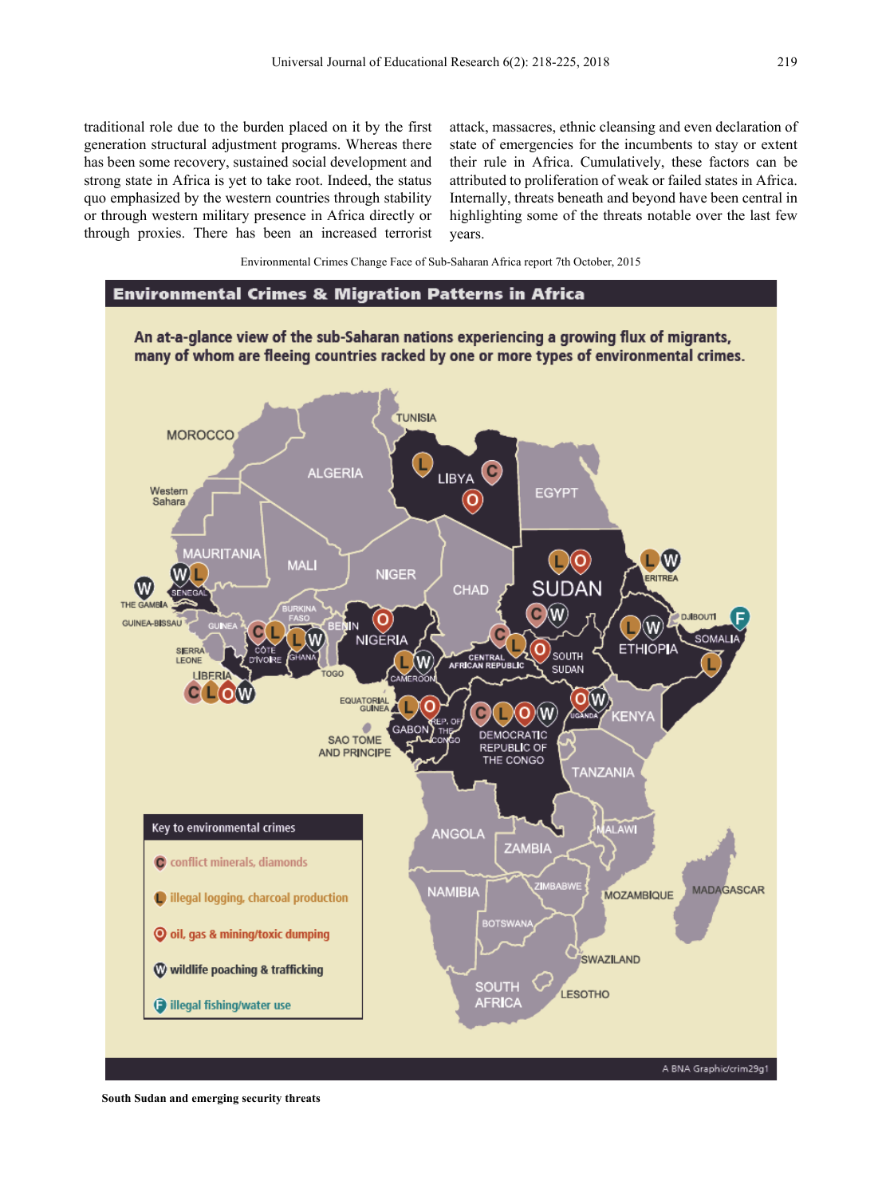traditional role due to the burden placed on it by the first generation structural adjustment programs. Whereas there has been some recovery, sustained social development and strong state in Africa is yet to take root. Indeed, the status quo emphasized by the western countries through stability or through western military presence in Africa directly or through proxies. There has been an increased terrorist attack, massacres, ethnic cleansing and even declaration of state of emergencies for the incumbents to stay or extent their rule in Africa. Cumulatively, these factors can be attributed to proliferation of weak or failed states in Africa. Internally, threats beneath and beyond have been central in highlighting some of the threats notable over the last few years.

Environmental Crimes Change Face of Sub-Saharan Africa report 7th October, 2015

**South Sudan and emerging security threats**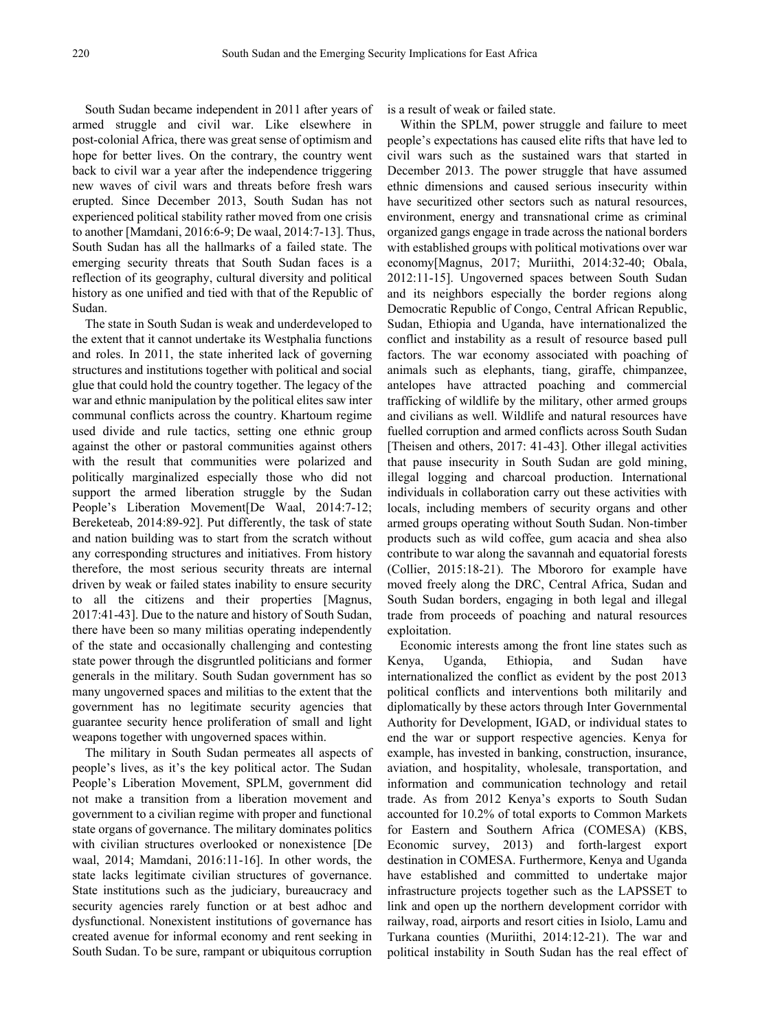South Sudan became independent in 2011 after years of armed struggle and civil war. Like elsewhere in post-colonial Africa, there was great sense of optimism and hope for better lives. On the contrary, the country went back to civil war a year after the independence triggering new waves of civil wars and threats before fresh wars erupted. Since December 2013, South Sudan has not experienced political stability rather moved from one crisis to another [Mamdani, 2016:6-9; De waal, 2014:7-13]. Thus, South Sudan has all the hallmarks of a failed state. The emerging security threats that South Sudan faces is a reflection of its geography, cultural diversity and political history as one unified and tied with that of the Republic of Sudan.

The state in South Sudan is weak and underdeveloped to the extent that it cannot undertake its Westphalia functions and roles. In 2011, the state inherited lack of governing structures and institutions together with political and social glue that could hold the country together. The legacy of the war and ethnic manipulation by the political elites saw inter communal conflicts across the country. Khartoum regime used divide and rule tactics, setting one ethnic group against the other or pastoral communities against others with the result that communities were polarized and politically marginalized especially those who did not support the armed liberation struggle by the Sudan People's Liberation Movement[De Waal, 2014:7-12; Bereketeab, 2014:89-92]. Put differently, the task of state and nation building was to start from the scratch without any corresponding structures and initiatives. From history therefore, the most serious security threats are internal driven by weak or failed states inability to ensure security to all the citizens and their properties [Magnus, 2017:41-43]. Due to the nature and history of South Sudan, there have been so many militias operating independently of the state and occasionally challenging and contesting state power through the disgruntled politicians and former generals in the military. South Sudan government has so many ungoverned spaces and militias to the extent that the government has no legitimate security agencies that guarantee security hence proliferation of small and light weapons together with ungoverned spaces within.

The military in South Sudan permeates all aspects of people's lives, as it's the key political actor. The Sudan People's Liberation Movement, SPLM, government did not make a transition from a liberation movement and government to a civilian regime with proper and functional state organs of governance. The military dominates politics with civilian structures overlooked or nonexistence [De waal, 2014; Mamdani, 2016:11-16]. In other words, the state lacks legitimate civilian structures of governance. State institutions such as the judiciary, bureaucracy and security agencies rarely function or at best adhoc and dysfunctional. Nonexistent institutions of governance has created avenue for informal economy and rent seeking in South Sudan. To be sure, rampant or ubiquitous corruption is a result of weak or failed state.

Within the SPLM, power struggle and failure to meet people's expectations has caused elite rifts that have led to civil wars such as the sustained wars that started in December 2013. The power struggle that have assumed ethnic dimensions and caused serious insecurity within have securitized other sectors such as natural resources, environment, energy and transnational crime as criminal organized gangs engage in trade across the national borders with established groups with political motivations over war economy[Magnus, 2017; Muriithi, 2014:32-40; Obala, 2012:11-15]. Ungoverned spaces between South Sudan and its neighbors especially the border regions along Democratic Republic of Congo, Central African Republic, Sudan, Ethiopia and Uganda, have internationalized the conflict and instability as a result of resource based pull factors. The war economy associated with poaching of animals such as elephants, tiang, giraffe, chimpanzee, antelopes have attracted poaching and commercial trafficking of wildlife by the military, other armed groups and civilians as well. Wildlife and natural resources have fuelled corruption and armed conflicts across South Sudan [Theisen and others, 2017: 41-43]. Other illegal activities that pause insecurity in South Sudan are gold mining, illegal logging and charcoal production. International individuals in collaboration carry out these activities with locals, including members of security organs and other armed groups operating without South Sudan. Non-timber products such as wild coffee, gum acacia and shea also contribute to war along the savannah and equatorial forests (Collier, 2015:18-21). The Mbororo for example have moved freely along the DRC, Central Africa, Sudan and South Sudan borders, engaging in both legal and illegal trade from proceeds of poaching and natural resources exploitation.

Economic interests among the front line states such as Kenya, Uganda, Ethiopia, and Sudan have internationalized the conflict as evident by the post 2013 political conflicts and interventions both militarily and diplomatically by these actors through Inter Governmental Authority for Development, IGAD, or individual states to end the war or support respective agencies. Kenya for example, has invested in banking, construction, insurance, aviation, and hospitality, wholesale, transportation, and information and communication technology and retail trade. As from 2012 Kenya's exports to South Sudan accounted for 10.2% of total exports to Common Markets for Eastern and Southern Africa (COMESA) (KBS, Economic survey, 2013) and forth-largest export destination in COMESA. Furthermore, Kenya and Uganda have established and committed to undertake major infrastructure projects together such as the LAPSSET to link and open up the northern development corridor with railway, road, airports and resort cities in Isiolo, Lamu and Turkana counties (Muriithi, 2014:12-21). The war and political instability in South Sudan has the real effect of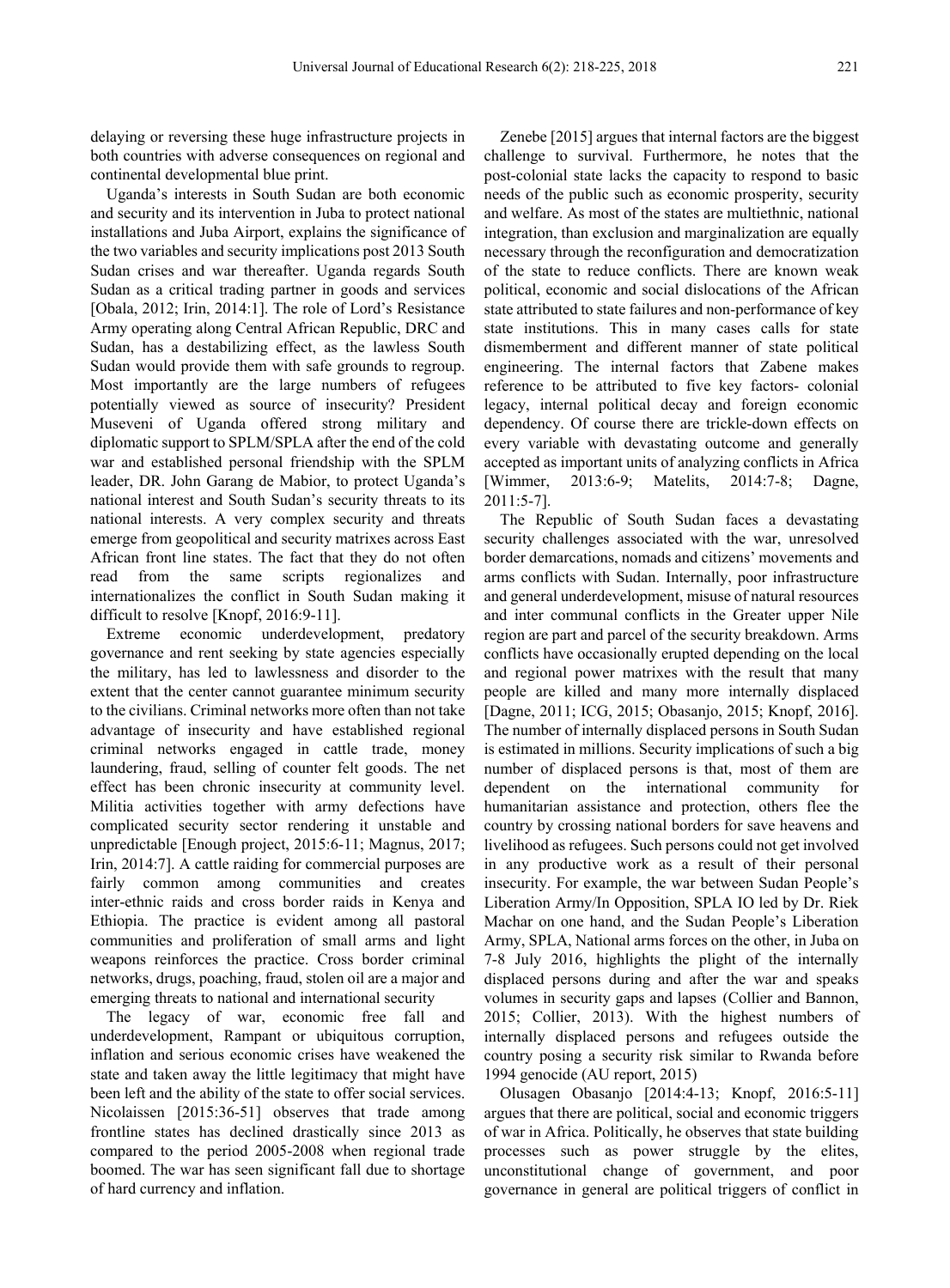delaying or reversing these huge infrastructure projects in both countries with adverse consequences on regional and continental developmental blue print.

Uganda's interests in South Sudan are both economic and security and its intervention in Juba to protect national installations and Juba Airport, explains the significance of the two variables and security implications post 2013 South Sudan crises and war thereafter. Uganda regards South Sudan as a critical trading partner in goods and services [Obala, 2012; Irin, 2014:1]. The role of Lord's Resistance Army operating along Central African Republic, DRC and Sudan, has a destabilizing effect, as the lawless South Sudan would provide them with safe grounds to regroup. Most importantly are the large numbers of refugees potentially viewed as source of insecurity? President Museveni of Uganda offered strong military and diplomatic support to SPLM/SPLA after the end of the cold war and established personal friendship with the SPLM leader, DR. John Garang de Mabior, to protect Uganda's national interest and South Sudan's security threats to its national interests. A very complex security and threats emerge from geopolitical and security matrixes across East African front line states. The fact that they do not often read from the same scripts regionalizes and internationalizes the conflict in South Sudan making it difficult to resolve [Knopf, 2016:9-11].

Extreme economic underdevelopment, predatory governance and rent seeking by state agencies especially the military, has led to lawlessness and disorder to the extent that the center cannot guarantee minimum security to the civilians. Criminal networks more often than not take advantage of insecurity and have established regional criminal networks engaged in cattle trade, money laundering, fraud, selling of counter felt goods. The net effect has been chronic insecurity at community level. Militia activities together with army defections have complicated security sector rendering it unstable and unpredictable [Enough project, 2015:6-11; Magnus, 2017; Irin, 2014:7]. A cattle raiding for commercial purposes are fairly common among communities and creates inter-ethnic raids and cross border raids in Kenya and Ethiopia. The practice is evident among all pastoral communities and proliferation of small arms and light weapons reinforces the practice. Cross border criminal networks, drugs, poaching, fraud, stolen oil are a major and emerging threats to national and international security

The legacy of war, economic free fall and underdevelopment, Rampant or ubiquitous corruption, inflation and serious economic crises have weakened the state and taken away the little legitimacy that might have been left and the ability of the state to offer social services. Nicolaissen [2015:36-51] observes that trade among frontline states has declined drastically since 2013 as compared to the period 2005-2008 when regional trade boomed. The war has seen significant fall due to shortage of hard currency and inflation.

Zenebe [2015] argues that internal factors are the biggest challenge to survival. Furthermore, he notes that the post-colonial state lacks the capacity to respond to basic needs of the public such as economic prosperity, security and welfare. As most of the states are multiethnic, national integration, than exclusion and marginalization are equally necessary through the reconfiguration and democratization of the state to reduce conflicts. There are known weak political, economic and social dislocations of the African state attributed to state failures and non-performance of key state institutions. This in many cases calls for state dismemberment and different manner of state political engineering. The internal factors that Zabene makes reference to be attributed to five key factors- colonial legacy, internal political decay and foreign economic dependency. Of course there are trickle-down effects on every variable with devastating outcome and generally accepted as important units of analyzing conflicts in Africa [Wimmer, 2013:6-9; Matelits, 2014:7-8; Dagne, 2011:5-7].

The Republic of South Sudan faces a devastating security challenges associated with the war, unresolved border demarcations, nomads and citizens' movements and arms conflicts with Sudan. Internally, poor infrastructure and general underdevelopment, misuse of natural resources and inter communal conflicts in the Greater upper Nile region are part and parcel of the security breakdown. Arms conflicts have occasionally erupted depending on the local and regional power matrixes with the result that many people are killed and many more internally displaced [Dagne, 2011; ICG, 2015; Obasanjo, 2015; Knopf, 2016]. The number of internally displaced persons in South Sudan is estimated in millions. Security implications of such a big number of displaced persons is that, most of them are dependent on the international community for humanitarian assistance and protection, others flee the country by crossing national borders for save heavens and livelihood as refugees. Such persons could not get involved in any productive work as a result of their personal insecurity. For example, the war between Sudan People's Liberation Army/In Opposition, SPLA IO led by Dr. Riek Machar on one hand, and the Sudan People's Liberation Army, SPLA, National arms forces on the other, in Juba on 7-8 July 2016, highlights the plight of the internally displaced persons during and after the war and speaks volumes in security gaps and lapses (Collier and Bannon, 2015; Collier, 2013). With the highest numbers of internally displaced persons and refugees outside the country posing a security risk similar to Rwanda before 1994 genocide (AU report, 2015)

Olusagen Obasanjo [2014:4-13; Knopf, 2016:5-11] argues that there are political, social and economic triggers of war in Africa. Politically, he observes that state building processes such as power struggle by the elites, unconstitutional change of government, and poor governance in general are political triggers of conflict in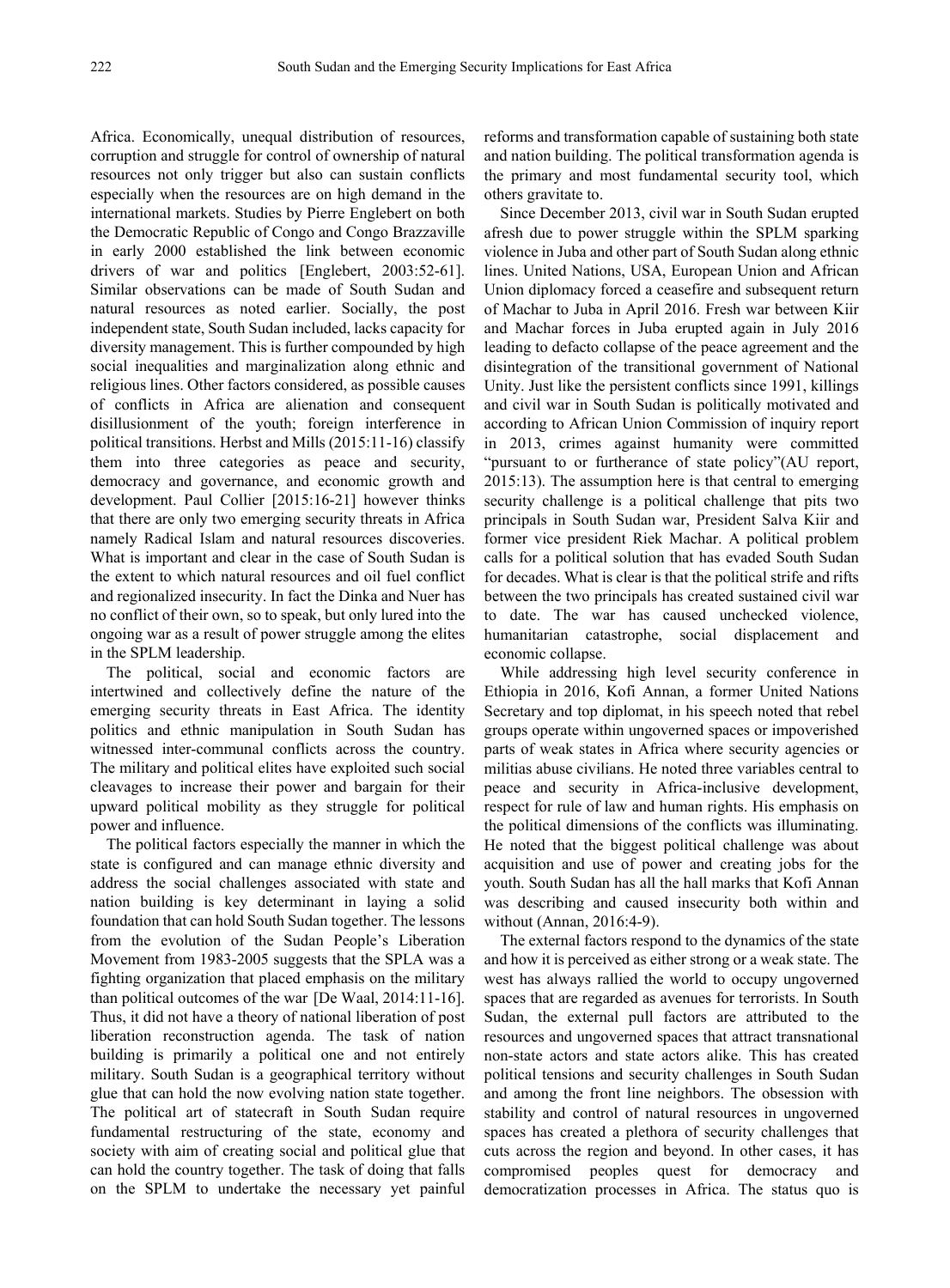Africa. Economically, unequal distribution of resources, corruption and struggle for control of ownership of natural resources not only trigger but also can sustain conflicts especially when the resources are on high demand in the international markets. Studies by Pierre Englebert on both the Democratic Republic of Congo and Congo Brazzaville in early 2000 established the link between economic drivers of war and politics [Englebert, 2003:52-61]. Similar observations can be made of South Sudan and natural resources as noted earlier. Socially, the post independent state, South Sudan included, lacks capacity for diversity management. This is further compounded by high social inequalities and marginalization along ethnic and religious lines. Other factors considered, as possible causes of conflicts in Africa are alienation and consequent disillusionment of the youth; foreign interference in political transitions. Herbst and Mills (2015:11-16) classify them into three categories as peace and security, democracy and governance, and economic growth and development. Paul Collier [2015:16-21] however thinks that there are only two emerging security threats in Africa namely Radical Islam and natural resources discoveries. What is important and clear in the case of South Sudan is the extent to which natural resources and oil fuel conflict and regionalized insecurity. In fact the Dinka and Nuer has no conflict of their own, so to speak, but only lured into the ongoing war as a result of power struggle among the elites in the SPLM leadership.

The political, social and economic factors are intertwined and collectively define the nature of the emerging security threats in East Africa. The identity politics and ethnic manipulation in South Sudan has witnessed inter-communal conflicts across the country. The military and political elites have exploited such social cleavages to increase their power and bargain for their upward political mobility as they struggle for political power and influence.

The political factors especially the manner in which the state is configured and can manage ethnic diversity and address the social challenges associated with state and nation building is key determinant in laying a solid foundation that can hold South Sudan together. The lessons from the evolution of the Sudan People's Liberation Movement from 1983-2005 suggests that the SPLA was a fighting organization that placed emphasis on the military than political outcomes of the war [De Waal, 2014:11-16]. Thus, it did not have a theory of national liberation of post liberation reconstruction agenda. The task of nation building is primarily a political one and not entirely military. South Sudan is a geographical territory without glue that can hold the now evolving nation state together. The political art of statecraft in South Sudan require fundamental restructuring of the state, economy and society with aim of creating social and political glue that can hold the country together. The task of doing that falls on the SPLM to undertake the necessary yet painful reforms and transformation capable of sustaining both state and nation building. The political transformation agenda is the primary and most fundamental security tool, which others gravitate to.

Since December 2013, civil war in South Sudan erupted afresh due to power struggle within the SPLM sparking violence in Juba and other part of South Sudan along ethnic lines. United Nations, USA, European Union and African Union diplomacy forced a ceasefire and subsequent return of Machar to Juba in April 2016. Fresh war between Kiir and Machar forces in Juba erupted again in July 2016 leading to defacto collapse of the peace agreement and the disintegration of the transitional government of National Unity. Just like the persistent conflicts since 1991, killings and civil war in South Sudan is politically motivated and according to African Union Commission of inquiry report in 2013, crimes against humanity were committed "pursuant to or furtherance of state policy"(AU report, 2015:13). The assumption here is that central to emerging security challenge is a political challenge that pits two principals in South Sudan war, President Salva Kiir and former vice president Riek Machar. A political problem calls for a political solution that has evaded South Sudan for decades. What is clear is that the political strife and rifts between the two principals has created sustained civil war to date. The war has caused unchecked violence, humanitarian catastrophe, social displacement and economic collapse.

While addressing high level security conference in Ethiopia in 2016, Kofi Annan, a former United Nations Secretary and top diplomat, in his speech noted that rebel groups operate within ungoverned spaces or impoverished parts of weak states in Africa where security agencies or militias abuse civilians. He noted three variables central to peace and security in Africa-inclusive development, respect for rule of law and human rights. His emphasis on the political dimensions of the conflicts was illuminating. He noted that the biggest political challenge was about acquisition and use of power and creating jobs for the youth. South Sudan has all the hall marks that Kofi Annan was describing and caused insecurity both within and without (Annan, 2016:4-9).

The external factors respond to the dynamics of the state and how it is perceived as either strong or a weak state. The west has always rallied the world to occupy ungoverned spaces that are regarded as avenues for terrorists. In South Sudan, the external pull factors are attributed to the resources and ungoverned spaces that attract transnational non-state actors and state actors alike. This has created political tensions and security challenges in South Sudan and among the front line neighbors. The obsession with stability and control of natural resources in ungoverned spaces has created a plethora of security challenges that cuts across the region and beyond. In other cases, it has compromised peoples quest for democracy and democratization processes in Africa. The status quo is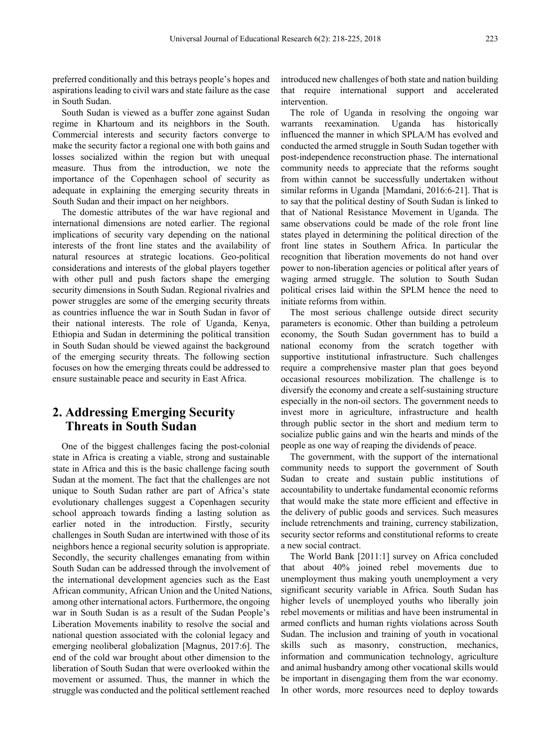preferred conditionally and this betrays people's hopes and aspirations leading to civil wars and state failure as the case in South Sudan.

South Sudan is viewed as a buffer zone against Sudan regime in Khartoum and its neighbors in the South. Commercial interests and security factors converge to make the security factor a regional one with both gains and losses socialized within the region but with unequal measure. Thus from the introduction, we note the importance of the Copenhagen school of security as adequate in explaining the emerging security threats in South Sudan and their impact on her neighbors.

The domestic attributes of the war have regional and international dimensions are noted earlier. The regional implications of security vary depending on the national interests of the front line states and the availability of natural resources at strategic locations. Geo-political considerations and interests of the global players together with other pull and push factors shape the emerging security dimensions in South Sudan. Regional rivalries and power struggles are some of the emerging security threats as countries influence the war in South Sudan in favor of their national interests. The role of Uganda, Kenya, Ethiopia and Sudan in determining the political transition in South Sudan should be viewed against the background of the emerging security threats. The following section focuses on how the emerging threats could be addressed to ensure sustainable peace and security in East Africa.

## 2. Addressing Emerging Security Threats in South Sudan

One of the biggest challenges facing the post-colonial state in Africa is creating a viable, strong and sustainable state in Africa and this is the basic challenge facing south Sudan at the moment. The fact that the challenges are not unique to South Sudan rather are part of Africa's state evolutionary challenges suggest a Copenhagen security school approach towards finding a lasting solution as earlier noted in the introduction. Firstly, security challenges in South Sudan are intertwined with those of its neighbors hence a regional security solution is appropriate. Secondly, the security challenges emanating from within South Sudan can be addressed through the involvement of the international development agencies such as the East African community, African Union and the United Nations, among other international actors. Furthermore, the ongoing war in South Sudan is as a result of the Sudan People's Liberation Movements inability to resolve the social and national question associated with the colonial legacy and emerging neoliberal globalization [Magnus, 2017:6]. The end of the cold war brought about other dimension to the liberation of South Sudan that were overlooked within the movement or assumed. Thus, the manner in which the struggle was conducted and the political settlement reached introduced new challenges of both state and nation building that require international support and accelerated intervention.

The role of Uganda in resolving the ongoing war warrants reexamination. Uganda has historically influenced the manner in which SPLA/M has evolved and conducted the armed struggle in South Sudan together with post-independence reconstruction phase. The international community needs to appreciate that the reforms sought from within cannot be successfully undertaken without similar reforms in Uganda [Mamdani, 2016:6-21]. That is to say that the political destiny of South Sudan is linked to that of National Resistance Movement in Uganda. The same observations could be made of the role front line states played in determining the political direction of the front line states in Southern Africa. In particular the recognition that liberation movements do not hand over power to non-liberation agencies or political after years of waging armed struggle. The solution to South Sudan political crises laid within the SPLM hence the need to initiate reforms from within.

The most serious challenge outside direct security parameters is economic. Other than building a petroleum economy, the South Sudan government has to build a national economy from the scratch together with supportive institutional infrastructure. Such challenges require a comprehensive master plan that goes beyond occasional resources mobilization. The challenge is to diversify the economy and create a self-sustaining structure especially in the non-oil sectors. The government needs to invest more in agriculture, infrastructure and health through public sector in the short and medium term to socialize public gains and win the hearts and minds of the people as one way of reaping the dividends of peace.

The government, with the support of the international community needs to support the government of South Sudan to create and sustain public institutions of accountability to undertake fundamental economic reforms that would make the state more efficient and effective in the delivery of public goods and services. Such measures include retrenchments and training, currency stabilization, security sector reforms and constitutional reforms to create a new social contract.

The World Bank [2011:1] survey on Africa concluded that about 40% joined rebel movements due to unemployment thus making youth unemployment a very significant security variable in Africa. South Sudan has higher levels of unemployed youths who liberally join rebel movements or militias and have been instrumental in armed conflicts and human rights violations across South Sudan. The inclusion and training of youth in vocational skills such as masonry, construction, mechanics, information and communication technology, agriculture and animal husbandry among other vocational skills would be important in disengaging them from the war economy. In other words, more resources need to deploy towards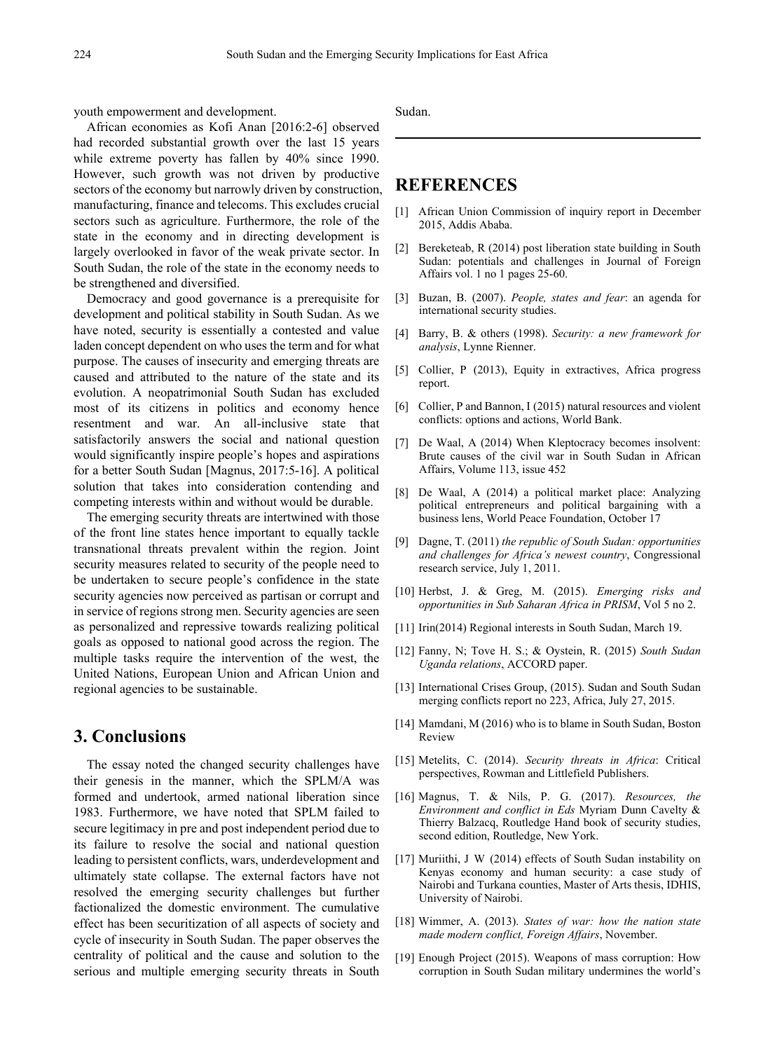youth empowerment and development.

African economies as Kofi Anan [2016:2-6] observed had recorded substantial growth over the last 15 years while extreme poverty has fallen by 40% since 1990. However, such growth was not driven by productive sectors of the economy but narrowly driven by construction, manufacturing, finance and telecoms. This excludes crucial sectors such as agriculture. Furthermore, the role of the state in the economy and in directing development is largely overlooked in favor of the weak private sector. In South Sudan, the role of the state in the economy needs to be strengthened and diversified.

Democracy and good governance is a prerequisite for development and political stability in South Sudan. As we have noted, security is essentially a contested and value laden concept dependent on who uses the term and for what purpose. The causes of insecurity and emerging threats are caused and attributed to the nature of the state and its evolution. A neopatrimonial South Sudan has excluded most of its citizens in politics and economy hence resentment and war. An all-inclusive state that satisfactorily answers the social and national question would significantly inspire people's hopes and aspirations for a better South Sudan [Magnus, 2017:5-16]. A political solution that takes into consideration contending and competing interests within and without would be durable.

The emerging security threats are intertwined with those of the front line states hence important to equally tackle transnational threats prevalent within the region. Joint security measures related to security of the people need to be undertaken to secure people's confidence in the state security agencies now perceived as partisan or corrupt and in service of regions strong men. Security agencies are seen as personalized and repressive towards realizing political goals as opposed to national good across the region. The multiple tasks require the intervention of the west, the United Nations, European Union and African Union and regional agencies to be sustainable.

## 3. Conclusions

The essay noted the changed security challenges have their genesis in the manner, which the SPLM/A was formed and undertook, armed national liberation since 1983. Furthermore, we have noted that SPLM failed to secure legitimacy in pre and post independent period due to its failure to resolve the social and national question leading to persistent conflicts, wars, underdevelopment and ultimately state collapse. The external factors have not resolved the emerging security challenges but further factionalized the domestic environment. The cumulative effect has been securitization of all aspects of society and cycle of insecurity in South Sudan. The paper observes the centrality of political and the cause and solution to the serious and multiple emerging security threats in South Sudan.

## REFERENCES

[1] African Union Commission of inquiry report in December 2015, Addis Ababa.

[2] Bereketeab, R (2014) post liberation state building in South Sudan: potentials and challenges in Journal of Foreign Affairs vol. 1 no 1 pages 25-60.

[3] Buzan, B. (2007). *People, states and fear*: an agenda for international security studies.

[4] Barry, B. & others (1998). *Security: a new framework for analysis*, Lynne Rienner.

[5] Collier, P (2013), Equity in extractives, Africa progress report.

[6] Collier, P and Bannon, I (2015) natural resources and violent conflicts: options and actions, World Bank.

[7] De Waal, A (2014) When Kleptocracy becomes insolvent: Brute causes of the civil war in South Sudan in African Affairs, Volume 113, issue 452

[8] De Waal, A (2014) a political market place: Analyzing political entrepreneurs and political bargaining with a business lens, World Peace Foundation, October 17

[9] Dagne, T. (2011) *the republic of South Sudan: opportunities and challenges for Africa's newest country*, Congressional research service, July 1, 2011.

[10] Herbst, J. & Greg, M. (2015). *Emerging risks and opportunities in Sub Saharan Africa in PRISM*, Vol 5 no 2.

[11] Irin(2014) Regional interests in South Sudan, March 19.

[12] Fanny, N; Tove H. S.; & Oystein, R. (2015) *South Sudan Uganda relations*, ACCORD paper.

[13] International Crises Group, (2015). Sudan and South Sudan merging conflicts report no 223, Africa, July 27, 2015.

[14] Mamdani, M (2016) who is to blame in South Sudan, Boston Review

[15] Metelits, C. (2014). *Security threats in Africa*: Critical perspectives, Rowman and Littlefield Publishers.

[16] Magnus, T. & Nils, P. G. (2017). *Resources, the Environment and conflict in Eds* Myriam Dunn Cavelty & Thierry Balzacq, Routledge Hand book of security studies, second edition, Routledge, New York.

[17] Muriithi, J W (2014) effects of South Sudan instability on Kenyas economy and human security: a case study of Nairobi and Turkana counties, Master of Arts thesis, IDHIS, University of Nairobi.

[18] Wimmer, A. (2013). *States of war: how the nation state made modern conflict, Foreign Affairs*, November.

[19] Enough Project (2015). Weapons of mass corruption: How corruption in South Sudan military undermines the world's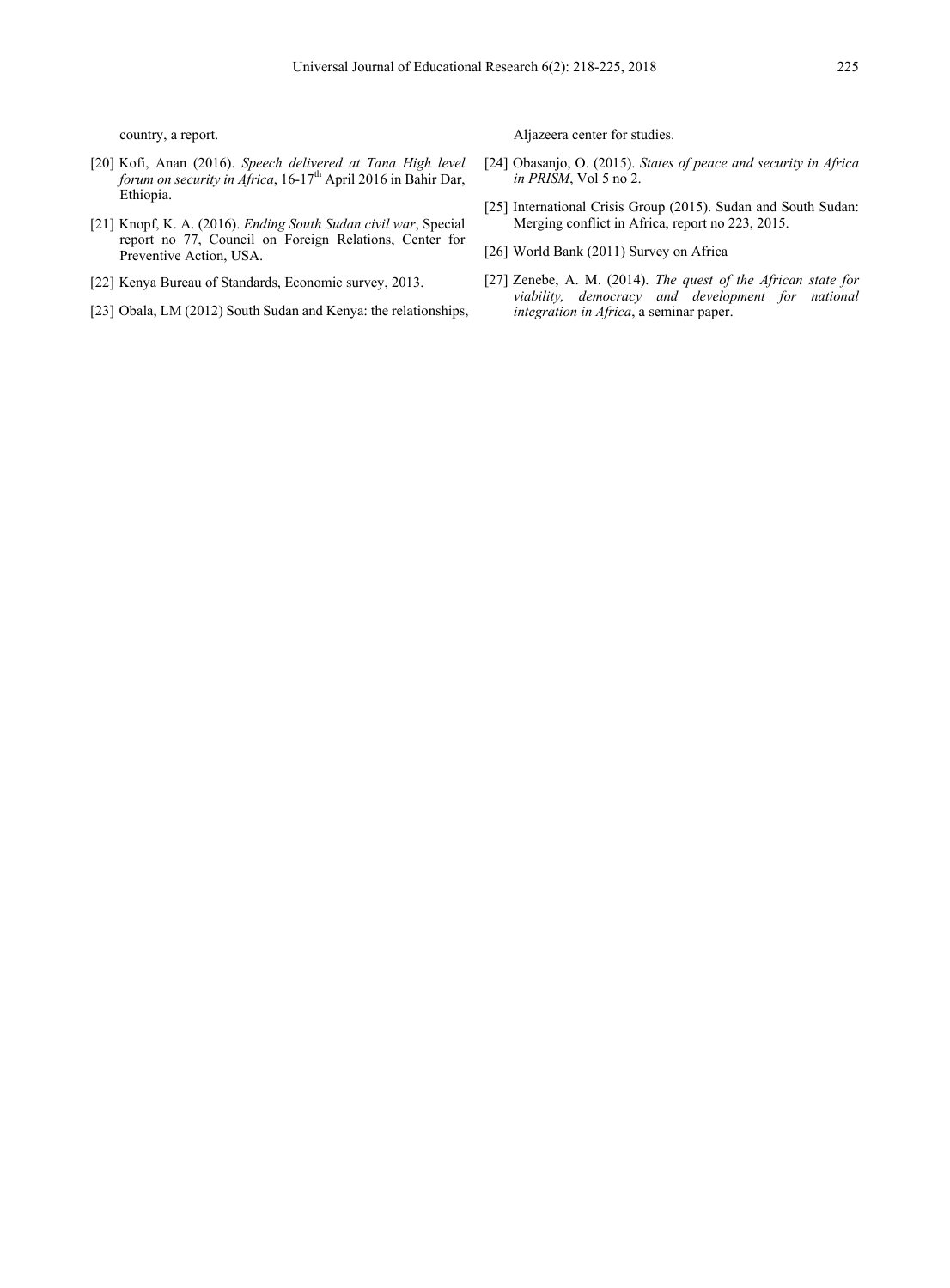country, a report.

[20] Kofi, Anan (2016). *Speech delivered at Tana High level forum on security in Africa*, 16-17th April 2016 in Bahir Dar, Ethiopia.

[21] Knopf, K. A. (2016). *Ending South Sudan civil war*, Special report no 77, Council on Foreign Relations, Center for Preventive Action, USA.

[22] Kenya Bureau of Standards, Economic survey, 2013.

[23] Obala, LM (2012) South Sudan and Kenya: the relationships, Aljazeera center for studies.

[24] Obasanjo, O. (2015). *States of peace and security in Africa in PRISM*, Vol 5 no 2.

[25] International Crisis Group (2015). Sudan and South Sudan: Merging conflict in Africa, report no 223, 2015.

[26] World Bank (2011) Survey on Africa

[27] Zenebe, A. M. (2014). *The quest of the African state for viability, democracy and development for national integration in Africa*, a seminar paper.